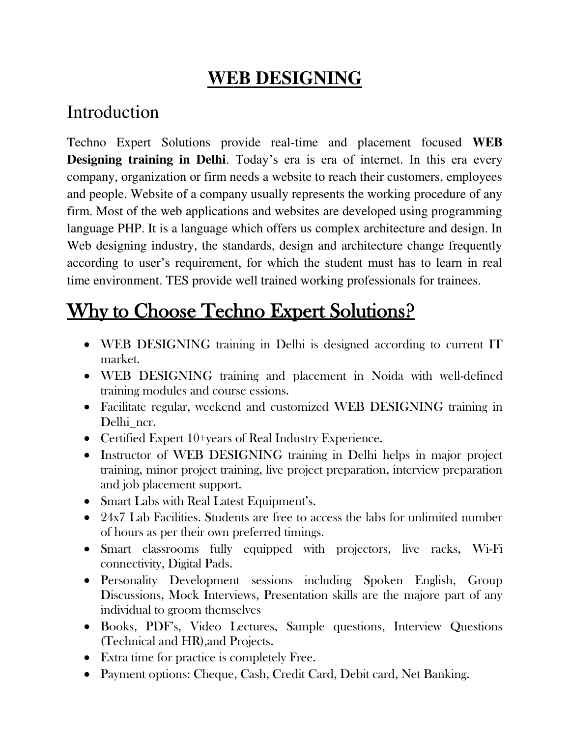# WEB DESIGNING

## Introduction

Techno Expert Solutions provide real-time and placement focused **WEB Designing training in Delhi**. Today's era is era of internet. In this era every company, organization or firm needs a website to reach their customers, employees and people. Website of a company usually represents the working procedure of any firm. Most of the web applications and websites are developed using programming language PHP. It is a language which offers us complex architecture and design. In Web designing industry, the standards, design and architecture change frequently according to user's requirement, for which the student must has to learn in real time environment. TES provide well trained working professionals for trainees.

## Why to Choose Techno Expert Solutions?

- WEB DESIGNING training in Delhi is designed according to current IT market.
- WEB DESIGNING training and placement in Noida with well-defined training modules and course essions.
- Facilitate regular, weekend and customized WEB DESIGNING training in Delhi_ncr.
- Certified Expert 10+years of Real Industry Experience.
- Instructor of WEB DESIGNING training in Delhi helps in major project training, minor project training, live project preparation, interview preparation and job placement support.
- Smart Labs with Real Latest Equipment's.
- 24x7 Lab Facilities. Students are free to access the labs for unlimited number of hours as per their own preferred timings.
- Smart classrooms fully equipped with projectors, live racks, Wi-Fi connectivity, Digital Pads.
- Personality Development sessions including Spoken English, Group Discussions, Mock Interviews, Presentation skills are the majore part of any individual to groom themselves
- Books, PDF's, Video Lectures, Sample questions, Interview Questions (Technical and HR),and Projects.
- Extra time for practice is completely Free.
- Payment options: Cheque, Cash, Credit Card, Debit card, Net Banking.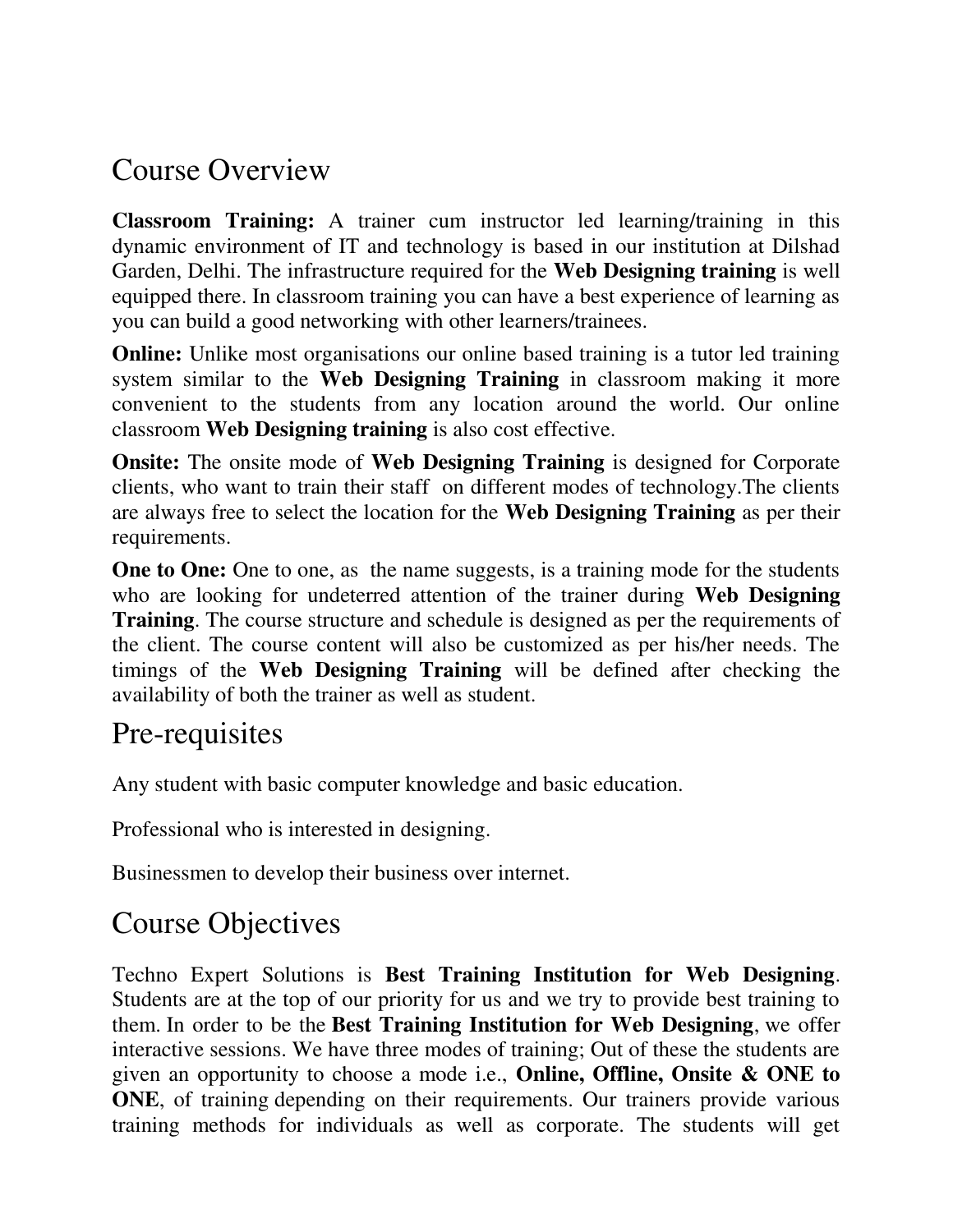## Course Overview

**Classroom Training:** A trainer cum instructor led learning/training in this dynamic environment of IT and technology is based in our institution at Dilshad Garden, Delhi. The infrastructure required for the **Web Designing training** is well equipped there. In classroom training you can have a best experience of learning as you can build a good networking with other learners/trainees.

**Online:** Unlike most organisations our online based training is a tutor led training system similar to the **Web Designing Training** in classroom making it more convenient to the students from any location around the world. Our online classroom **Web Designing training** is also cost effective.

**Onsite:** The onsite mode of **Web Designing Training** is designed for Corporate clients, who want to train their staff on different modes of technology.The clients are always free to select the location for the **Web Designing Training** as per their requirements.

**One to One:** One to one, as the name suggests, is a training mode for the students who are looking for undeterred attention of the trainer during **Web Designing Training**. The course structure and schedule is designed as per the requirements of the client. The course content will also be customized as per his/her needs. The timings of the **Web Designing Training** will be defined after checking the availability of both the trainer as well as student.

## Pre-requisites

Any student with basic computer knowledge and basic education.

Professional who is interested in designing.

Businessmen to develop their business over internet.

## Course Objectives

Techno Expert Solutions is **Best Training Institution for Web Designing**. Students are at the top of our priority for us and we try to provide best training to them. In order to be the **Best Training Institution for Web Designing**, we offer interactive sessions. We have three modes of training; Out of these the students are given an opportunity to choose a mode i.e., **Online, Offline, Onsite & ONE to ONE**, of training depending on their requirements. Our trainers provide various training methods for individuals as well as corporate. The students will get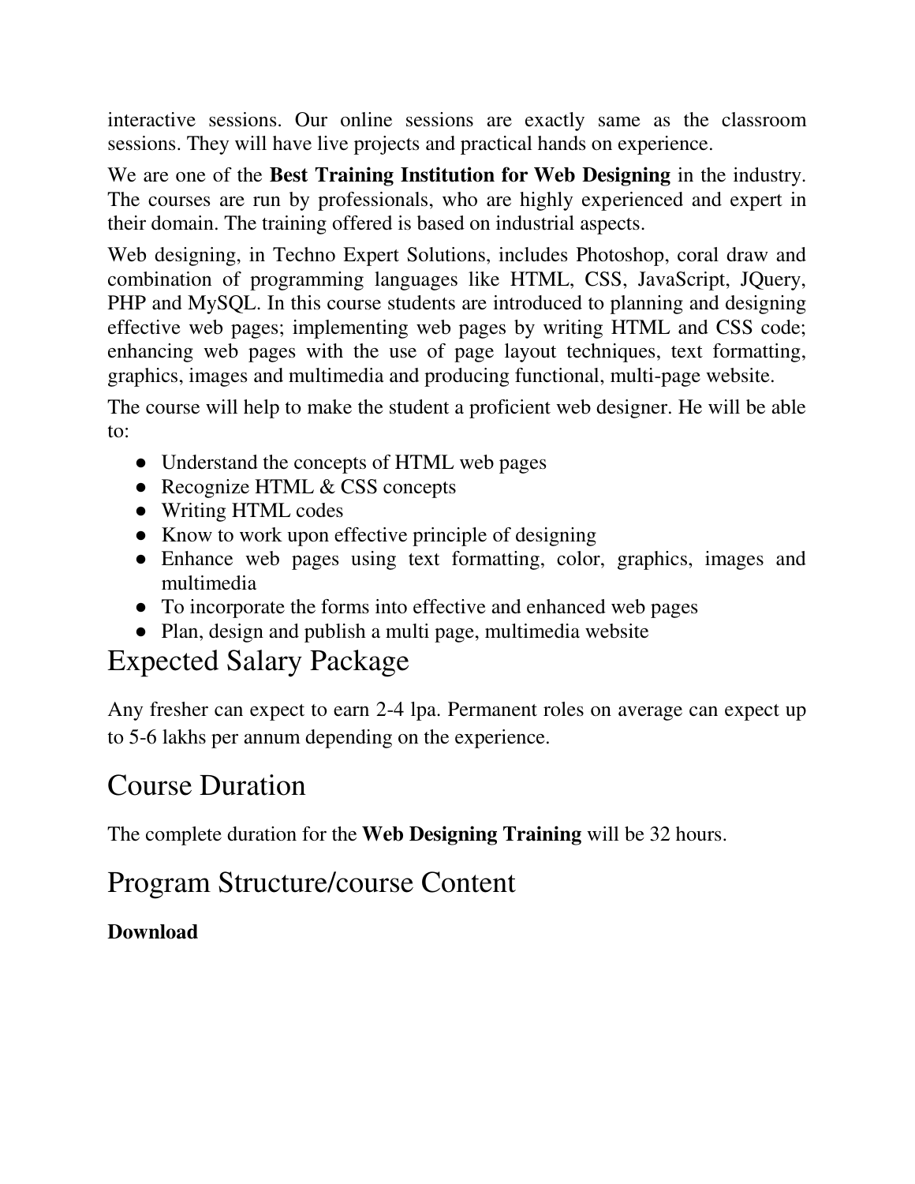interactive sessions. Our online sessions are exactly same as the classroom sessions. They will have live projects and practical hands on experience.

We are one of the **Best Training Institution for Web Designing** in the industry. The courses are run by professionals, who are highly experienced and expert in their domain. The training offered is based on industrial aspects.

Web designing, in Techno Expert Solutions, includes Photoshop, coral draw and combination of programming languages like HTML, CSS, JavaScript, JQuery, PHP and MySQL. In this course students are introduced to planning and designing effective web pages; implementing web pages by writing HTML and CSS code; enhancing web pages with the use of page layout techniques, text formatting, graphics, images and multimedia and producing functional, multi-page website.

The course will help to make the student a proficient web designer. He will be able to:

- Understand the concepts of HTML web pages
- Recognize HTML & CSS concepts
- Writing HTML codes
- Know to work upon effective principle of designing
- Enhance web pages using text formatting, color, graphics, images and multimedia
- To incorporate the forms into effective and enhanced web pages
- Plan, design and publish a multi page, multimedia website

## Expected Salary Package

Any fresher can expect to earn 2-4 lpa. Permanent roles on average can expect up to 5-6 lakhs per annum depending on the experience.

## Course Duration

The complete duration for the **Web Designing Training** will be 32 hours.

## Program Structure/course Content

**Download**